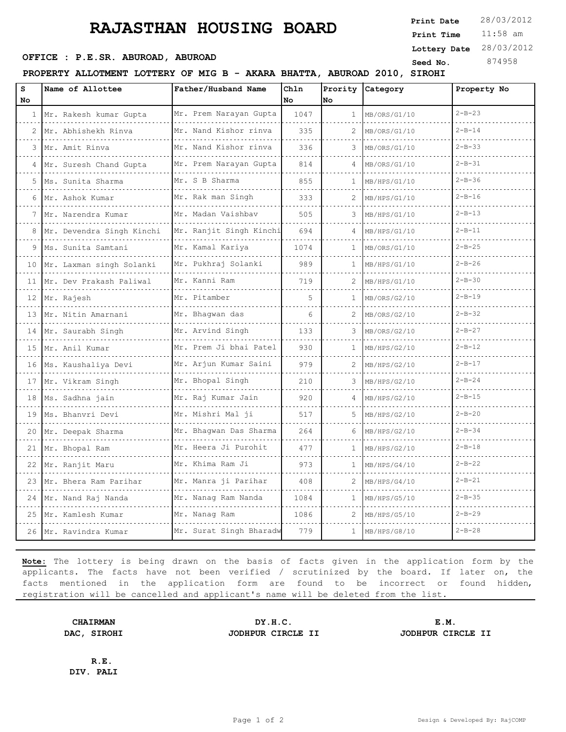# RAJASTHAN HOUSING BOARD

**Print Date** 28/03/2012
**Print Time** 11:58 am
**Lottery Date** 28/03/2012
**Seed No.** 874958

**OFFICE : P.E.SR. ABUROAD, ABUROAD**

**PROPERTY ALLOTMENT LOTTERY OF MIG B - AKARA BHATTA, ABUROAD 2010, SIROHI**

| S No | Name of Allottee | Father/Husband Name | Chln No | Prority No | Category | Property No |
|---|---|---|---|---|---|---|
| 1 | Mr. Rakesh kumar Gupta | Mr. Prem Narayan Gupta | 1047 | 1 | MB/ORS/G1/10 | 2-B-23 |
| 2 | Mr. Abhishekh Rinva | Mr. Nand Kishor rinva | 335 | 2 | MB/ORS/G1/10 | 2-B-14 |
| 3 | Mr. Amit Rinva | Mr. Nand Kishor rinva | 336 | 3 | MB/ORS/G1/10 | 2-B-33 |
| 4 | Mr. Suresh Chand Gupta | Mr. Prem Narayan Gupta | 814 | 4 | MB/ORS/G1/10 | 2-B-31 |
| 5 | Ms. Sunita Sharma | Mr. S B Sharma | 855 | 1 | MB/HPS/G1/10 | 2-B-36 |
| 6 | Mr. Ashok Kumar | Mr. Rak man Singh | 333 | 2 | MB/HPS/G1/10 | 2-B-16 |
| 7 | Mr. Narendra Kumar | Mr. Madan Vaishbav | 505 | 3 | MB/HPS/G1/10 | 2-B-13 |
| 8 | Mr. Devendra Singh Kinchi | Mr. Ranjit Singh Kinchi | 694 | 4 | MB/HPS/G1/10 | 2-B-11 |
| 9 | Ms. Sunita Samtani | Mr. Kamal Kariya | 1074 | 1 | MB/ORS/G1/10 | 2-B-25 |
| 10 | Mr. Laxman singh Solanki | Mr. Pukhraj Solanki | 989 | 1 | MB/HPS/G1/10 | 2-B-26 |
| 11 | Mr. Dev Prakash Paliwal | Mr. Kanni Ram | 719 | 2 | MB/HPS/G1/10 | 2-B-30 |
| 12 | Mr. Rajesh | Mr. Pitamber | 5 | 1 | MB/ORS/G2/10 | 2-B-19 |
| 13 | Mr. Nitin Amarnani | Mr. Bhagwan das | 6 | 2 | MB/ORS/G2/10 | 2-B-32 |
| 14 | Mr. Saurabh Singh | Mr. Arvind Singh | 133 | 3 | MB/ORS/G2/10 | 2-B-27 |
| 15 | Mr. Anil Kumar | Mr. Prem Ji bhai Patel | 930 | 1 | MB/HPS/G2/10 | 2-B-12 |
| 16 | Ms. Kaushaliya Devi | Mr. Arjun Kumar Saini | 979 | 2 | MB/HPS/G2/10 | 2-B-17 |
| 17 | Mr. Vikram Singh | Mr. Bhopal Singh | 210 | 3 | MB/HPS/G2/10 | 2-B-24 |
| 18 | Ms. Sadhna jain | Mr. Raj Kumar Jain | 920 | 4 | MB/HPS/G2/10 | 2-B-15 |
| 19 | Ms. Bhanvri Devi | Mr. Mishri Mal ji | 517 | 5 | MB/HPS/G2/10 | 2-B-20 |
| 20 | Mr. Deepak Sharma | Mr. Bhagwan Das Sharma | 264 | 6 | MB/HPS/G2/10 | 2-B-34 |
| 21 | Mr. Bhopal Ram | Mr. Heera Ji Purohit | 477 | 1 | MB/HPS/G2/10 | 2-B-18 |
| 22 | Mr. Ranjit Maru | Mr. Khima Ram Ji | 973 | 1 | MB/HPS/G4/10 | 2-B-22 |
| 23 | Mr. Bhera Ram Parihar | Mr. Manra ji Parihar | 408 | 2 | MB/HPS/G4/10 | 2-B-21 |
| 24 | Mr. Nand Raj Nanda | Mr. Nanag Ram Nanda | 1084 | 1 | MB/HPS/G5/10 | 2-B-35 |
| 25 | Mr. Kamlesh Kumar | Mr. Nanag Ram | 1086 | 2 | MB/HPS/G5/10 | 2-B-29 |
| 26 | Mr. Ravindra Kumar | Mr. Surat Singh Bharadw | 779 | 1 | MB/HPS/G8/10 | 2-B-28 |

**Note:** The lottery is being drawn on the basis of facts given in the application form by the applicants. The facts have not been verified / scrutinized by the board. If later on, the facts mentioned in the application form are found to be incorrect or found hidden, registration will be cancelled and applicant's name will be deleted from the list.

**CHAIRMAN**
**DAC, SIROHI**

**DY.H.C.**
**JODHPUR CIRCLE II**

**E.M.**
**JODHPUR CIRCLE II**

**R.E.**
**DIV. PALI**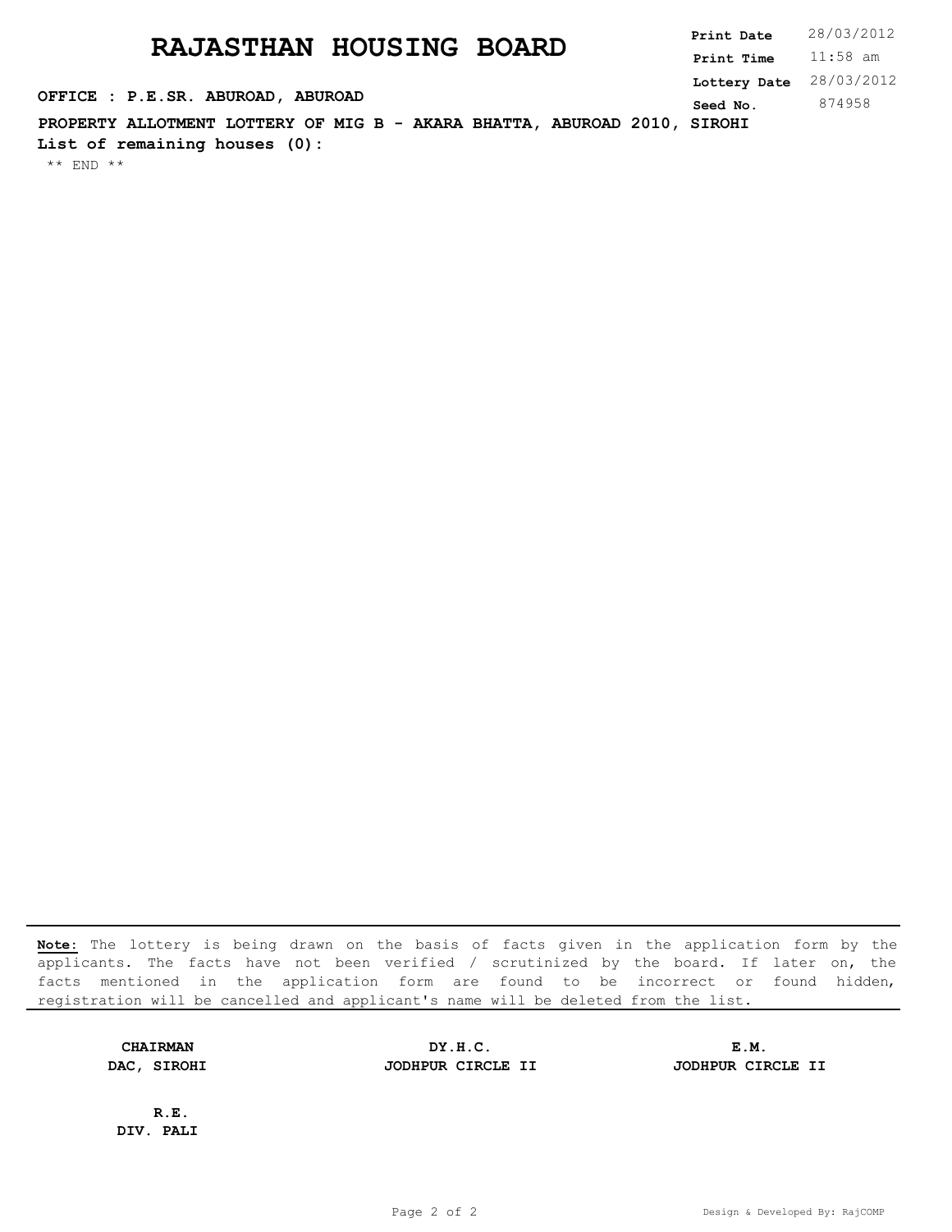# RAJASTHAN HOUSING BOARD

| | |
|---|---|
| **Print Date** | 28/03/2012 |
| **Print Time** | 11:58 am |
| **Lottery Date** | 28/03/2012 |
| **Seed No.** | 874958 |

**OFFICE : P.E.SR. ABUROAD, ABUROAD**

**PROPERTY ALLOTMENT LOTTERY OF MIG B - AKARA BHATTA, ABUROAD 2010, SIROHI**

**List of remaining houses (0):**

** END **

**Note:** The lottery is being drawn on the basis of facts given in the application form by the applicants. The facts have not been verified / scrutinized by the board. If later on, the facts mentioned in the application form are found to be incorrect or found hidden, registration will be cancelled and applicant's name will be deleted from the list.

| | | |
|---|---|---|
| **CHAIRMAN** | **DY.H.C.** | **E.M.** |
| **DAC, SIROHI** | **JODHPUR CIRCLE II** | **JODHPUR CIRCLE II** |

**R.E.**
**DIV. PALI**

Design & Developed By: RajCOMP